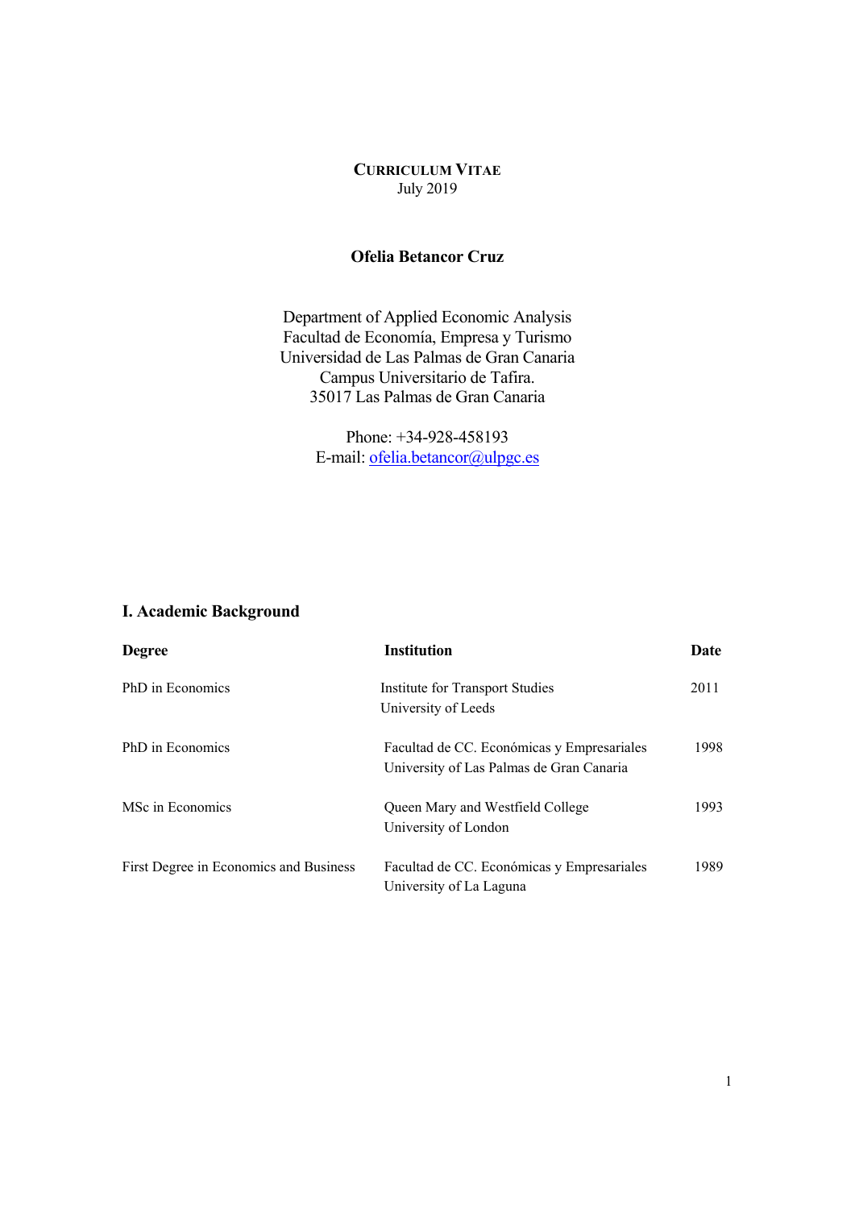**CURRICULUM VITAE**

July 2019

**Ofelia Betancor Cruz**

Department of Applied Economic Analysis
Facultad de Economía, Empresa y Turismo
Universidad de Las Palmas de Gran Canaria
Campus Universitario de Tafira.
35017 Las Palmas de Gran Canaria

Phone: +34-928-458193
E-mail: ofelia.betancor@ulpgc.es

## I. Academic Background

| Degree | Institution | Date |
|---|---|---|
| PhD in Economics | Institute for Transport Studies<br>University of Leeds | 2011 |
| PhD in Economics | Facultad de CC. Económicas y Empresariales<br>University of Las Palmas de Gran Canaria | 1998 |
| MSc in Economics | Queen Mary and Westfield College<br>University of London | 1993 |
| First Degree in Economics and Business | Facultad de CC. Económicas y Empresariales<br>University of La Laguna | 1989 |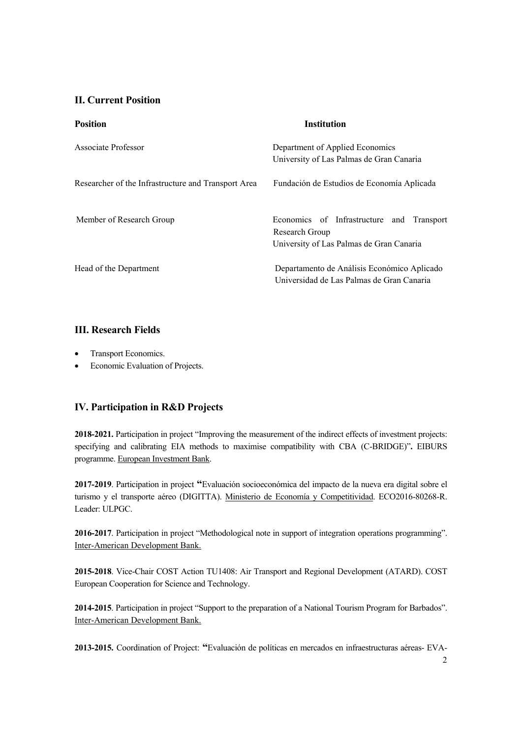## II. Current Position

| Position | Institution |
|---|---|
| Associate Professor | Department of Applied Economics<br>University of Las Palmas de Gran Canaria |
| Researcher of the Infrastructure and Transport Area | Fundación de Estudios de Economía Aplicada |
| Member of Research Group | Economics of Infrastructure and Transport Research Group<br>University of Las Palmas de Gran Canaria |
| Head of the Department | Departamento de Análisis Económico Aplicado<br>Universidad de Las Palmas de Gran Canaria |

## III. Research Fields

- Transport Economics.
- Economic Evaluation of Projects.

## IV. Participation in R&D Projects

**2018-2021.** Participation in project "Improving the measurement of the indirect effects of investment projects: specifying and calibrating EIA methods to maximise compatibility with CBA (C-BRIDGE)"**.** EIBURS programme. European Investment Bank.

**2017-2019**. Participation in project **"**Evaluación socioeconómica del impacto de la nueva era digital sobre el turismo y el transporte aéreo (DIGITTA). Ministerio de Economía y Competitividad. ECO2016-80268-R. Leader: ULPGC.

**2016-2017**. Participation in project "Methodological note in support of integration operations programming". Inter-American Development Bank.

**2015-2018**. Vice-Chair COST Action TU1408: Air Transport and Regional Development (ATARD). COST European Cooperation for Science and Technology.

**2014-2015**. Participation in project "Support to the preparation of a National Tourism Program for Barbados". Inter-American Development Bank.

**2013-2015.** Coordination of Project: **"**Evaluación de políticas en mercados en infraestructuras aéreas- EVA-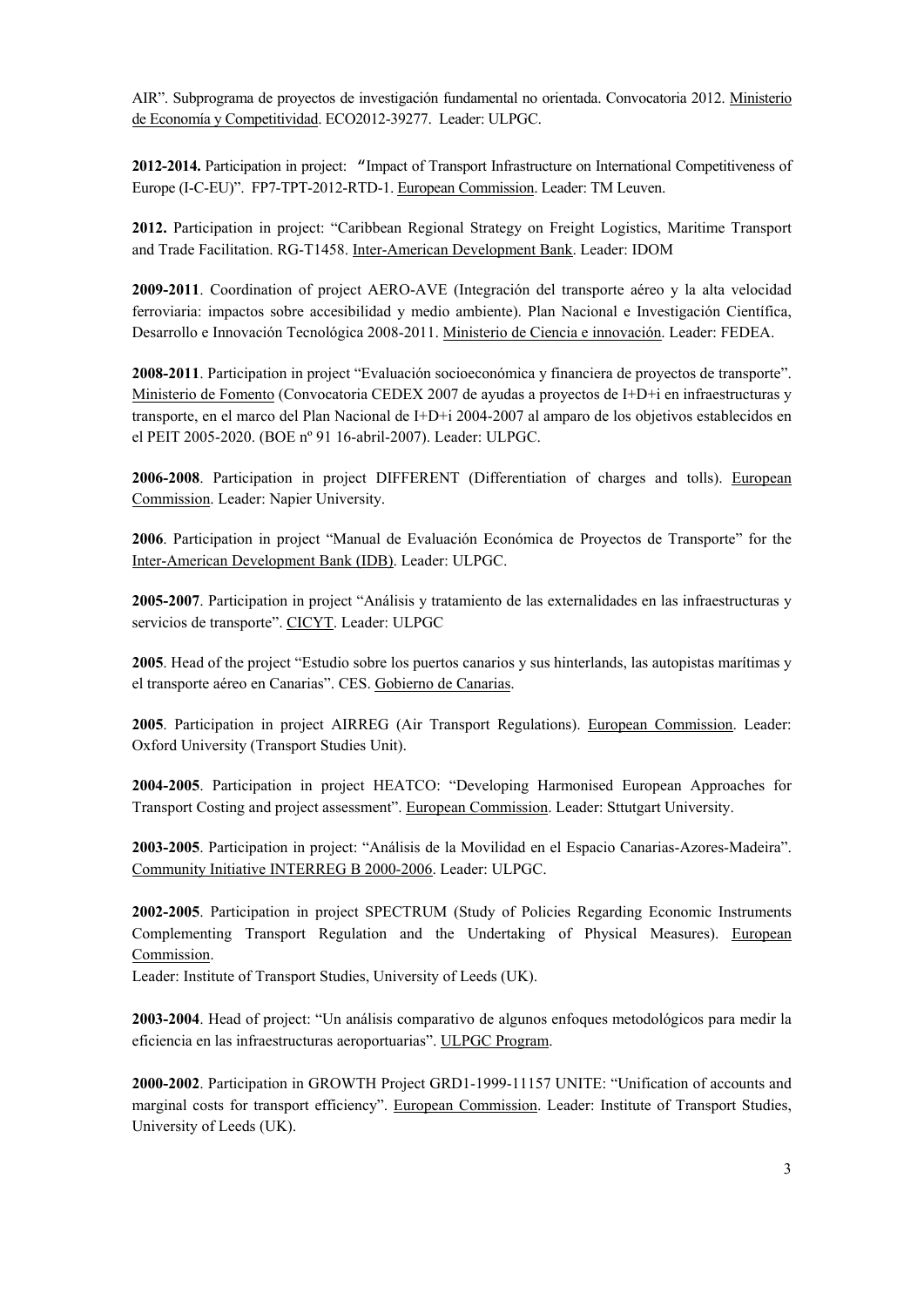AIR". Subprograma de proyectos de investigación fundamental no orientada. Convocatoria 2012. Ministerio de Economía y Competitividad. ECO2012-39277. Leader: ULPGC.

**2012-2014.** Participation in project: "Impact of Transport Infrastructure on International Competitiveness of Europe (I-C-EU)". FP7-TPT-2012-RTD-1. European Commission. Leader: TM Leuven.

**2012.** Participation in project: "Caribbean Regional Strategy on Freight Logistics, Maritime Transport and Trade Facilitation. RG-T1458. Inter-American Development Bank. Leader: IDOM

**2009-2011**. Coordination of project AERO-AVE (Integración del transporte aéreo y la alta velocidad ferroviaria: impactos sobre accesibilidad y medio ambiente). Plan Nacional e Investigación Científica, Desarrollo e Innovación Tecnológica 2008-2011. Ministerio de Ciencia e innovación. Leader: FEDEA.

**2008-2011**. Participation in project "Evaluación socioeconómica y financiera de proyectos de transporte". Ministerio de Fomento (Convocatoria CEDEX 2007 de ayudas a proyectos de I+D+i en infraestructuras y transporte, en el marco del Plan Nacional de I+D+i 2004-2007 al amparo de los objetivos establecidos en el PEIT 2005-2020. (BOE nº 91 16-abril-2007). Leader: ULPGC.

**2006-2008**. Participation in project DIFFERENT (Differentiation of charges and tolls). European Commission. Leader: Napier University.

**2006**. Participation in project "Manual de Evaluación Económica de Proyectos de Transporte" for the Inter-American Development Bank (IDB). Leader: ULPGC.

**2005-2007**. Participation in project "Análisis y tratamiento de las externalidades en las infraestructuras y servicios de transporte". CICYT. Leader: ULPGC

**2005**. Head of the project "Estudio sobre los puertos canarios y sus hinterlands, las autopistas marítimas y el transporte aéreo en Canarias". CES. Gobierno de Canarias.

**2005**. Participation in project AIRREG (Air Transport Regulations). European Commission. Leader: Oxford University (Transport Studies Unit).

**2004-2005**. Participation in project HEATCO: "Developing Harmonised European Approaches for Transport Costing and project assessment". European Commission. Leader: Sttutgart University.

**2003-2005**. Participation in project: "Análisis de la Movilidad en el Espacio Canarias-Azores-Madeira". Community Initiative INTERREG B 2000-2006. Leader: ULPGC.

**2002-2005**. Participation in project SPECTRUM (Study of Policies Regarding Economic Instruments Complementing Transport Regulation and the Undertaking of Physical Measures). European Commission.
Leader: Institute of Transport Studies, University of Leeds (UK).

**2003-2004**. Head of project: "Un análisis comparativo de algunos enfoques metodológicos para medir la eficiencia en las infraestructuras aeroportuarias". ULPGC Program.

**2000-2002**. Participation in GROWTH Project GRD1-1999-11157 UNITE: "Unification of accounts and marginal costs for transport efficiency". European Commission. Leader: Institute of Transport Studies, University of Leeds (UK).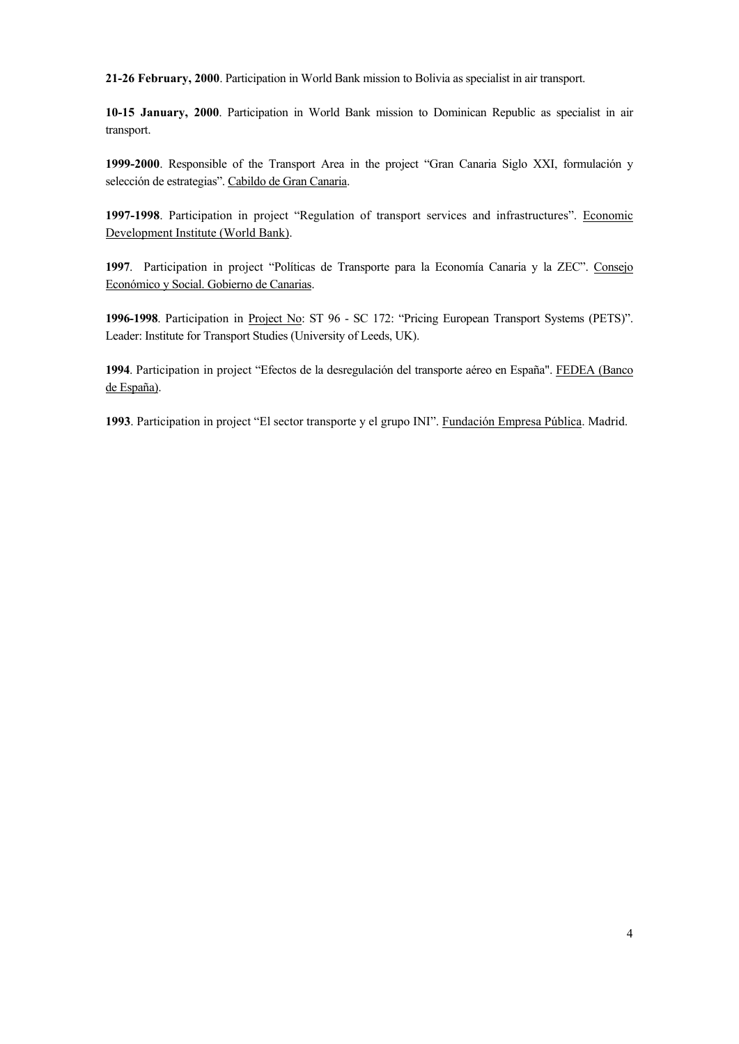**21-26 February, 2000**. Participation in World Bank mission to Bolivia as specialist in air transport.

**10-15 January, 2000**. Participation in World Bank mission to Dominican Republic as specialist in air transport.

**1999-2000**. Responsible of the Transport Area in the project "Gran Canaria Siglo XXI, formulación y selección de estrategias". Cabildo de Gran Canaria.

**1997-1998**. Participation in project "Regulation of transport services and infrastructures". Economic Development Institute (World Bank).

**1997**. Participation in project "Políticas de Transporte para la Economía Canaria y la ZEC". Consejo Económico y Social. Gobierno de Canarias.

**1996-1998**. Participation in Project No: ST 96 - SC 172: "Pricing European Transport Systems (PETS)". Leader: Institute for Transport Studies (University of Leeds, UK).

**1994**. Participation in project "Efectos de la desregulación del transporte aéreo en España". FEDEA (Banco de España).

**1993**. Participation in project "El sector transporte y el grupo INI". Fundación Empresa Pública. Madrid.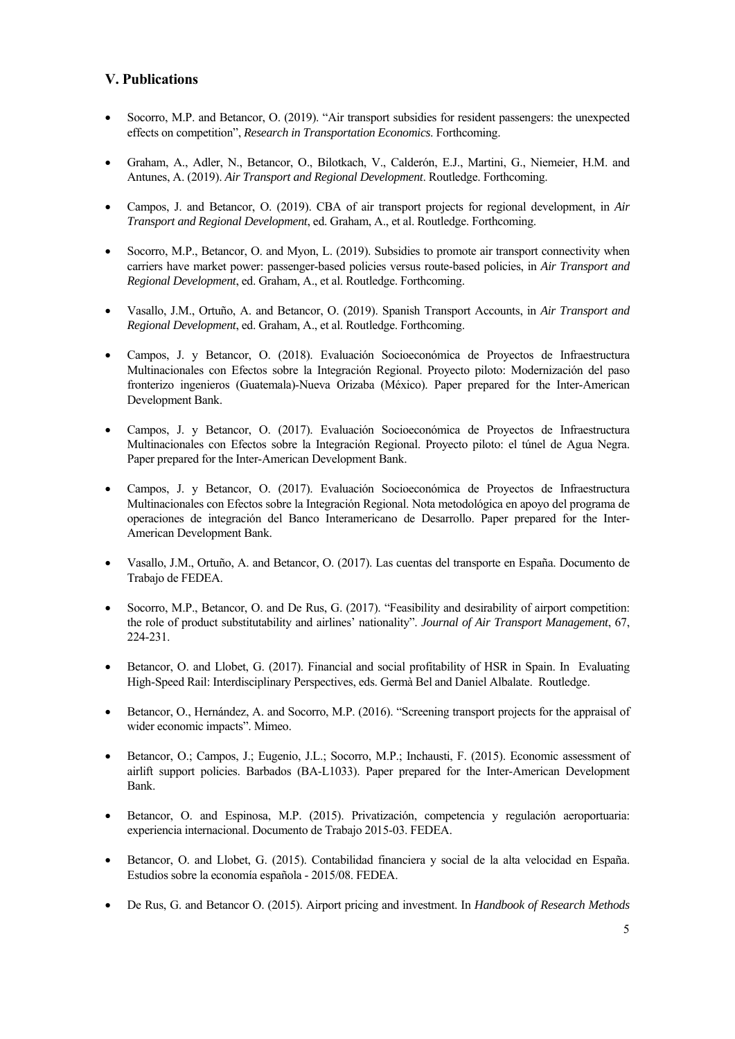## V. Publications

- Socorro, M.P. and Betancor, O. (2019). "Air transport subsidies for resident passengers: the unexpected effects on competition", *Research in Transportation Economics*. Forthcoming.
- Graham, A., Adler, N., Betancor, O., Bilotkach, V., Calderón, E.J., Martini, G., Niemeier, H.M. and Antunes, A. (2019). *Air Transport and Regional Development*. Routledge. Forthcoming.
- Campos, J. and Betancor, O. (2019). CBA of air transport projects for regional development, in *Air Transport and Regional Development*, ed. Graham, A., et al. Routledge. Forthcoming.
- Socorro, M.P., Betancor, O. and Myon, L. (2019). Subsidies to promote air transport connectivity when carriers have market power: passenger-based policies versus route-based policies, in *Air Transport and Regional Development*, ed. Graham, A., et al. Routledge. Forthcoming.
- Vasallo, J.M., Ortuño, A. and Betancor, O. (2019). Spanish Transport Accounts, in *Air Transport and Regional Development*, ed. Graham, A., et al. Routledge. Forthcoming.
- Campos, J. y Betancor, O. (2018). Evaluación Socioeconómica de Proyectos de Infraestructura Multinacionales con Efectos sobre la Integración Regional. Proyecto piloto: Modernización del paso fronterizo ingenieros (Guatemala)-Nueva Orizaba (México). Paper prepared for the Inter-American Development Bank.
- Campos, J. y Betancor, O. (2017). Evaluación Socioeconómica de Proyectos de Infraestructura Multinacionales con Efectos sobre la Integración Regional. Proyecto piloto: el túnel de Agua Negra. Paper prepared for the Inter-American Development Bank.
- Campos, J. y Betancor, O. (2017). Evaluación Socioeconómica de Proyectos de Infraestructura Multinacionales con Efectos sobre la Integración Regional. Nota metodológica en apoyo del programa de operaciones de integración del Banco Interamericano de Desarrollo. Paper prepared for the Inter-American Development Bank.
- Vasallo, J.M., Ortuño, A. and Betancor, O. (2017). Las cuentas del transporte en España. Documento de Trabajo de FEDEA.
- Socorro, M.P., Betancor, O. and De Rus, G. (2017). "Feasibility and desirability of airport competition: the role of product substitutability and airlines' nationality". *Journal of Air Transport Management*, 67, 224-231.
- Betancor, O. and Llobet, G. (2017). Financial and social profitability of HSR in Spain. In Evaluating High-Speed Rail: Interdisciplinary Perspectives, eds. Germà Bel and Daniel Albalate. Routledge.
- Betancor, O., Hernández, A. and Socorro, M.P. (2016). "Screening transport projects for the appraisal of wider economic impacts". Mimeo.
- Betancor, O.; Campos, J.; Eugenio, J.L.; Socorro, M.P.; Inchausti, F. (2015). Economic assessment of airlift support policies. Barbados (BA-L1033). Paper prepared for the Inter-American Development Bank.
- Betancor, O. and Espinosa, M.P. (2015). Privatización, competencia y regulación aeroportuaria: experiencia internacional. Documento de Trabajo 2015-03. FEDEA.
- Betancor, O. and Llobet, G. (2015). Contabilidad financiera y social de la alta velocidad en España. Estudios sobre la economía española - 2015/08. FEDEA.
- De Rus, G. and Betancor O. (2015). Airport pricing and investment. In *Handbook of Research Methods*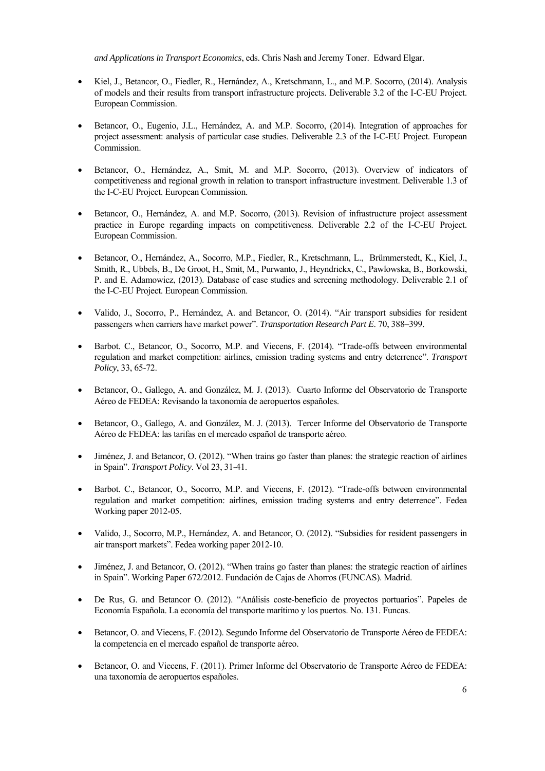*and Applications in Transport Economics*, eds. Chris Nash and Jeremy Toner. Edward Elgar.

- Kiel, J., Betancor, O., Fiedler, R., Hernández, A., Kretschmann, L., and M.P. Socorro, (2014). Analysis of models and their results from transport infrastructure projects. Deliverable 3.2 of the I-C-EU Project. European Commission.

- Betancor, O., Eugenio, J.L., Hernández, A. and M.P. Socorro, (2014). Integration of approaches for project assessment: analysis of particular case studies. Deliverable 2.3 of the I-C-EU Project. European Commission.

- Betancor, O., Hernández, A., Smit, M. and M.P. Socorro, (2013). Overview of indicators of competitiveness and regional growth in relation to transport infrastructure investment. Deliverable 1.3 of the I-C-EU Project. European Commission.

- Betancor, O., Hernández, A. and M.P. Socorro, (2013). Revision of infrastructure project assessment practice in Europe regarding impacts on competitiveness. Deliverable 2.2 of the I-C-EU Project. European Commission.

- Betancor, O., Hernández, A., Socorro, M.P., Fiedler, R., Kretschmann, L., Brümmerstedt, K., Kiel, J., Smith, R., Ubbels, B., De Groot, H., Smit, M., Purwanto, J., Heyndrickx, C., Pawlowska, B., Borkowski, P. and E. Adamowicz, (2013). Database of case studies and screening methodology. Deliverable 2.1 of the I-C-EU Project. European Commission.

- Valido, J., Socorro, P., Hernández, A. and Betancor, O. (2014). "Air transport subsidies for resident passengers when carriers have market power". *Transportation Research Part E*. 70, 388–399.

- Barbot. C., Betancor, O., Socorro, M.P. and Viecens, F. (2014). "Trade-offs between environmental regulation and market competition: airlines, emission trading systems and entry deterrence". *Transport Policy*, 33, 65-72.

- Betancor, O., Gallego, A. and González, M. J. (2013). Cuarto Informe del Observatorio de Transporte Aéreo de FEDEA: Revisando la taxonomía de aeropuertos españoles.

- Betancor, O., Gallego, A. and González, M. J. (2013). Tercer Informe del Observatorio de Transporte Aéreo de FEDEA: las tarifas en el mercado español de transporte aéreo.

- Jiménez, J. and Betancor, O. (2012). "When trains go faster than planes: the strategic reaction of airlines in Spain". *Transport Policy*. Vol 23, 31-41.

- Barbot. C., Betancor, O., Socorro, M.P. and Viecens, F. (2012). "Trade-offs between environmental regulation and market competition: airlines, emission trading systems and entry deterrence". Fedea Working paper 2012-05.

- Valido, J., Socorro, M.P., Hernández, A. and Betancor, O. (2012). "Subsidies for resident passengers in air transport markets". Fedea working paper 2012-10.

- Jiménez, J. and Betancor, O. (2012). "When trains go faster than planes: the strategic reaction of airlines in Spain". Working Paper 672/2012. Fundación de Cajas de Ahorros (FUNCAS). Madrid.

- De Rus, G. and Betancor O. (2012). "Análisis coste-beneficio de proyectos portuarios". Papeles de Economía Española. La economía del transporte marítimo y los puertos. No. 131. Funcas.

- Betancor, O. and Viecens, F. (2012). Segundo Informe del Observatorio de Transporte Aéreo de FEDEA: la competencia en el mercado español de transporte aéreo.

- Betancor, O. and Viecens, F. (2011). Primer Informe del Observatorio de Transporte Aéreo de FEDEA: una taxonomía de aeropuertos españoles.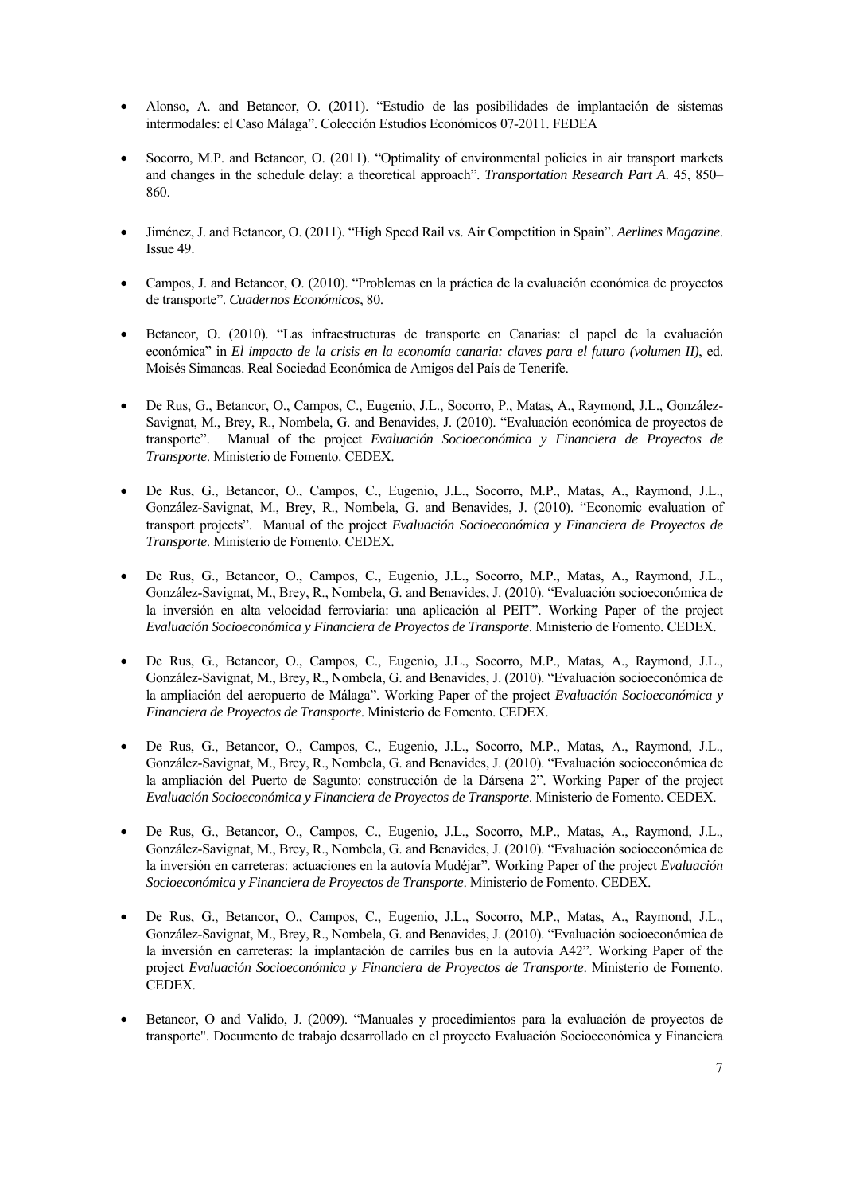- Alonso, A. and Betancor, O. (2011). "Estudio de las posibilidades de implantación de sistemas intermodales: el Caso Málaga". Colección Estudios Económicos 07-2011. FEDEA

- Socorro, M.P. and Betancor, O. (2011). "Optimality of environmental policies in air transport markets and changes in the schedule delay: a theoretical approach". *Transportation Research Part A*. 45, 850–860.

- Jiménez, J. and Betancor, O. (2011). "High Speed Rail vs. Air Competition in Spain". *Aerlines Magazine*. Issue 49.

- Campos, J. and Betancor, O. (2010). "Problemas en la práctica de la evaluación económica de proyectos de transporte". *Cuadernos Económicos*, 80.

- Betancor, O. (2010). "Las infraestructuras de transporte en Canarias: el papel de la evaluación económica" in *El impacto de la crisis en la economía canaria: claves para el futuro (volumen II)*, ed. Moisés Simancas. Real Sociedad Económica de Amigos del País de Tenerife.

- De Rus, G., Betancor, O., Campos, C., Eugenio, J.L., Socorro, P., Matas, A., Raymond, J.L., González-Savignat, M., Brey, R., Nombela, G. and Benavides, J. (2010). "Evaluación económica de proyectos de transporte". Manual of the project *Evaluación Socioeconómica y Financiera de Proyectos de Transporte*. Ministerio de Fomento. CEDEX.

- De Rus, G., Betancor, O., Campos, C., Eugenio, J.L., Socorro, M.P., Matas, A., Raymond, J.L., González-Savignat, M., Brey, R., Nombela, G. and Benavides, J. (2010). "Economic evaluation of transport projects". Manual of the project *Evaluación Socioeconómica y Financiera de Proyectos de Transporte*. Ministerio de Fomento. CEDEX.

- De Rus, G., Betancor, O., Campos, C., Eugenio, J.L., Socorro, M.P., Matas, A., Raymond, J.L., González-Savignat, M., Brey, R., Nombela, G. and Benavides, J. (2010). "Evaluación socioeconómica de la inversión en alta velocidad ferroviaria: una aplicación al PEIT". Working Paper of the project *Evaluación Socioeconómica y Financiera de Proyectos de Transporte*. Ministerio de Fomento. CEDEX.

- De Rus, G., Betancor, O., Campos, C., Eugenio, J.L., Socorro, M.P., Matas, A., Raymond, J.L., González-Savignat, M., Brey, R., Nombela, G. and Benavides, J. (2010). "Evaluación socioeconómica de la ampliación del aeropuerto de Málaga". Working Paper of the project *Evaluación Socioeconómica y Financiera de Proyectos de Transporte*. Ministerio de Fomento. CEDEX.

- De Rus, G., Betancor, O., Campos, C., Eugenio, J.L., Socorro, M.P., Matas, A., Raymond, J.L., González-Savignat, M., Brey, R., Nombela, G. and Benavides, J. (2010). "Evaluación socioeconómica de la ampliación del Puerto de Sagunto: construcción de la Dársena 2". Working Paper of the project *Evaluación Socioeconómica y Financiera de Proyectos de Transporte*. Ministerio de Fomento. CEDEX.

- De Rus, G., Betancor, O., Campos, C., Eugenio, J.L., Socorro, M.P., Matas, A., Raymond, J.L., González-Savignat, M., Brey, R., Nombela, G. and Benavides, J. (2010). "Evaluación socioeconómica de la inversión en carreteras: actuaciones en la autovía Mudéjar". Working Paper of the project *Evaluación Socioeconómica y Financiera de Proyectos de Transporte*. Ministerio de Fomento. CEDEX.

- De Rus, G., Betancor, O., Campos, C., Eugenio, J.L., Socorro, M.P., Matas, A., Raymond, J.L., González-Savignat, M., Brey, R., Nombela, G. and Benavides, J. (2010). "Evaluación socioeconómica de la inversión en carreteras: la implantación de carriles bus en la autovía A42". Working Paper of the project *Evaluación Socioeconómica y Financiera de Proyectos de Transporte*. Ministerio de Fomento. CEDEX.

- Betancor, O and Valido, J. (2009). "Manuales y procedimientos para la evaluación de proyectos de transporte". Documento de trabajo desarrollado en el proyecto Evaluación Socioeconómica y Financiera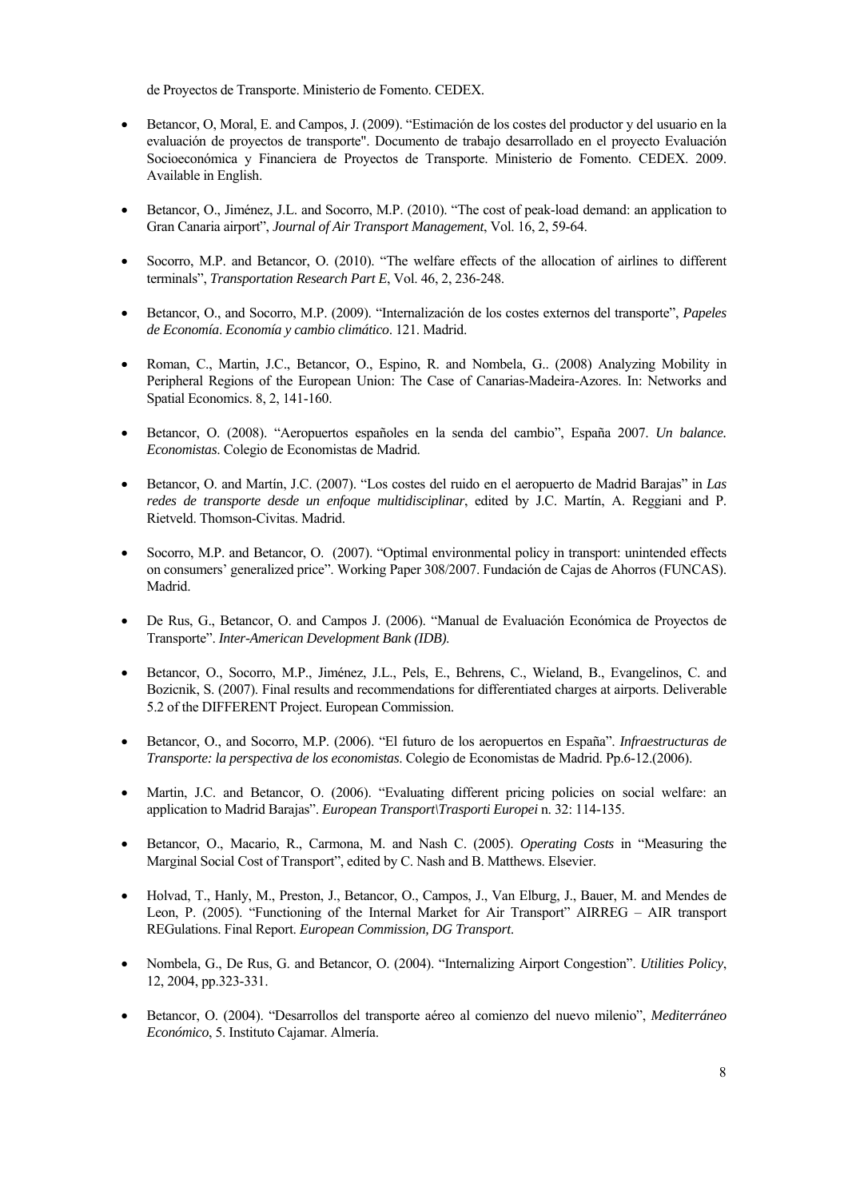de Proyectos de Transporte. Ministerio de Fomento. CEDEX.

- Betancor, O, Moral, E. and Campos, J. (2009). "Estimación de los costes del productor y del usuario en la evaluación de proyectos de transporte". Documento de trabajo desarrollado en el proyecto Evaluación Socioeconómica y Financiera de Proyectos de Transporte. Ministerio de Fomento. CEDEX. 2009. Available in English.

- Betancor, O., Jiménez, J.L. and Socorro, M.P. (2010). "The cost of peak-load demand: an application to Gran Canaria airport", *Journal of Air Transport Management*, Vol. 16, 2, 59-64.

- Socorro, M.P. and Betancor, O. (2010). "The welfare effects of the allocation of airlines to different terminals", *Transportation Research Part E*, Vol. 46, 2, 236-248.

- Betancor, O., and Socorro, M.P. (2009). "Internalización de los costes externos del transporte", *Papeles de Economía*. *Economía y cambio climático*. 121. Madrid.

- Roman, C., Martin, J.C., Betancor, O., Espino, R. and Nombela, G.. (2008) Analyzing Mobility in Peripheral Regions of the European Union: The Case of Canarias-Madeira-Azores. In: Networks and Spatial Economics. 8, 2, 141-160.

- Betancor, O. (2008). "Aeropuertos españoles en la senda del cambio", España 2007. *Un balance. Economistas*. Colegio de Economistas de Madrid.

- Betancor, O. and Martín, J.C. (2007). "Los costes del ruido en el aeropuerto de Madrid Barajas" in *Las redes de transporte desde un enfoque multidisciplinar*, edited by J.C. Martín, A. Reggiani and P. Rietveld. Thomson-Civitas. Madrid.

- Socorro, M.P. and Betancor, O. (2007). "Optimal environmental policy in transport: unintended effects on consumers' generalized price". Working Paper 308/2007. Fundación de Cajas de Ahorros (FUNCAS). Madrid.

- De Rus, G., Betancor, O. and Campos J. (2006). "Manual de Evaluación Económica de Proyectos de Transporte". *Inter-American Development Bank (IDB).*

- Betancor, O., Socorro, M.P., Jiménez, J.L., Pels, E., Behrens, C., Wieland, B., Evangelinos, C. and Bozicnik, S. (2007). Final results and recommendations for differentiated charges at airports. Deliverable 5.2 of the DIFFERENT Project. European Commission.

- Betancor, O., and Socorro, M.P. (2006). "El futuro de los aeropuertos en España". *Infraestructuras de Transporte: la perspectiva de los economistas*. Colegio de Economistas de Madrid. Pp.6-12.(2006).

- Martin, J.C. and Betancor, O. (2006). "Evaluating different pricing policies on social welfare: an application to Madrid Barajas". *European Transport\Trasporti Europei* n. 32: 114-135.

- Betancor, O., Macario, R., Carmona, M. and Nash C. (2005). *Operating Costs* in "Measuring the Marginal Social Cost of Transport", edited by C. Nash and B. Matthews. Elsevier.

- Holvad, T., Hanly, M., Preston, J., Betancor, O., Campos, J., Van Elburg, J., Bauer, M. and Mendes de Leon, P. (2005). "Functioning of the Internal Market for Air Transport" AIRREG – AIR transport REGulations. Final Report. *European Commission, DG Transport*.

- Nombela, G., De Rus, G. and Betancor, O. (2004). "Internalizing Airport Congestion". *Utilities Policy*, 12, 2004, pp.323-331.

- Betancor, O. (2004). "Desarrollos del transporte aéreo al comienzo del nuevo milenio", *Mediterráneo Económico*, 5. Instituto Cajamar. Almería.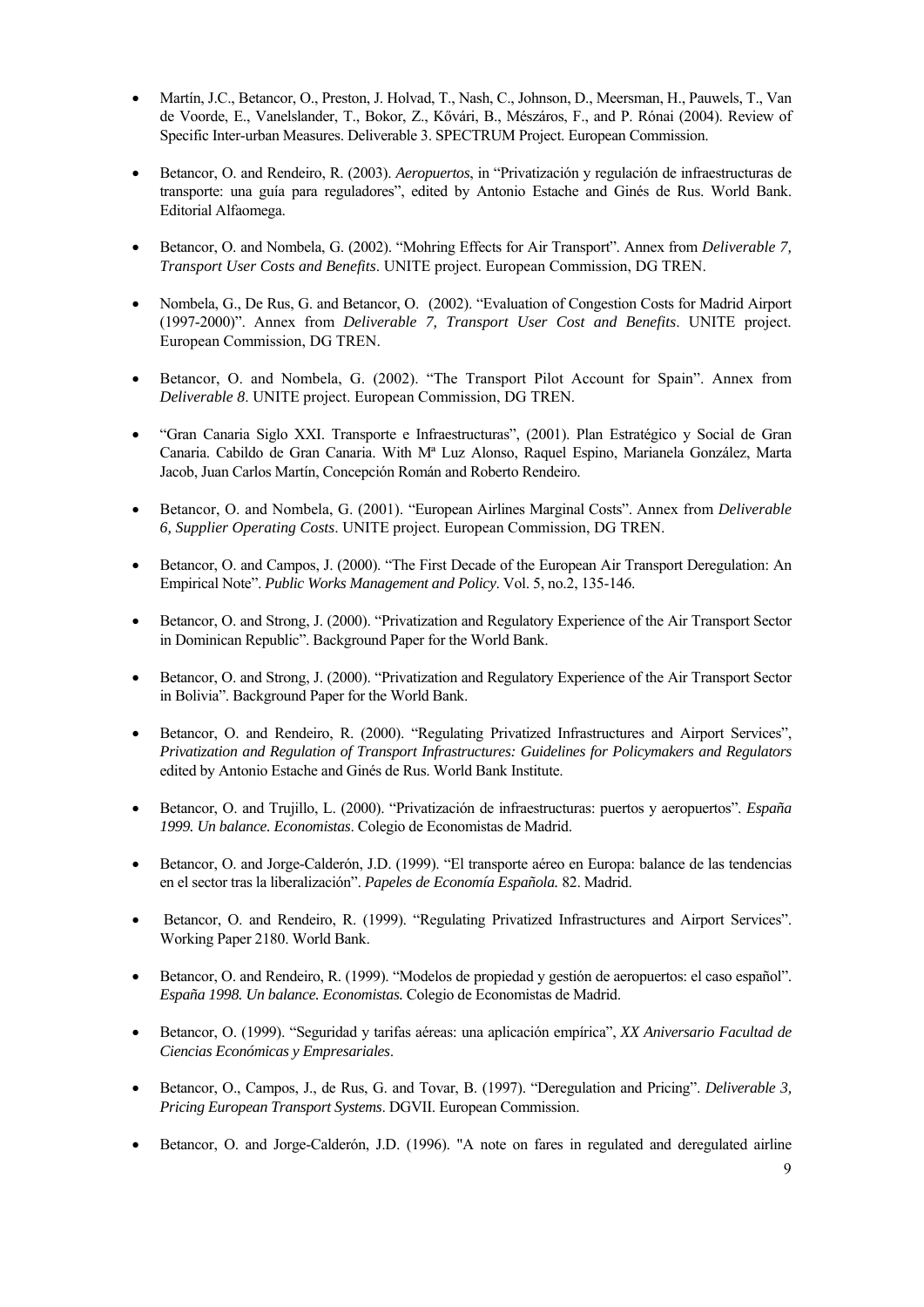- Martín, J.C., Betancor, O., Preston, J. Holvad, T., Nash, C., Johnson, D., Meersman, H., Pauwels, T., Van de Voorde, E., Vanelslander, T., Bokor, Z., Kővári, B., Mészáros, F., and P. Rónai (2004). Review of Specific Inter-urban Measures. Deliverable 3. SPECTRUM Project. European Commission.

- Betancor, O. and Rendeiro, R. (2003). *Aeropuertos*, in "Privatización y regulación de infraestructuras de transporte: una guía para reguladores", edited by Antonio Estache and Ginés de Rus. World Bank. Editorial Alfaomega.

- Betancor, O. and Nombela, G. (2002). "Mohring Effects for Air Transport". Annex from *Deliverable 7, Transport User Costs and Benefits*. UNITE project. European Commission, DG TREN.

- Nombela, G., De Rus, G. and Betancor, O. (2002). "Evaluation of Congestion Costs for Madrid Airport (1997-2000)". Annex from *Deliverable 7, Transport User Cost and Benefits*. UNITE project. European Commission, DG TREN.

- Betancor, O. and Nombela, G. (2002). "The Transport Pilot Account for Spain". Annex from *Deliverable 8*. UNITE project. European Commission, DG TREN.

- "Gran Canaria Siglo XXI. Transporte e Infraestructuras", (2001). Plan Estratégico y Social de Gran Canaria. Cabildo de Gran Canaria. With Mª Luz Alonso, Raquel Espino, Marianela González, Marta Jacob, Juan Carlos Martín, Concepción Román and Roberto Rendeiro.

- Betancor, O. and Nombela, G. (2001). "European Airlines Marginal Costs". Annex from *Deliverable 6, Supplier Operating Costs*. UNITE project. European Commission, DG TREN.

- Betancor, O. and Campos, J. (2000). "The First Decade of the European Air Transport Deregulation: An Empirical Note". *Public Works Management and Policy*. Vol. 5, no.2, 135-146.

- Betancor, O. and Strong, J. (2000). "Privatization and Regulatory Experience of the Air Transport Sector in Dominican Republic". Background Paper for the World Bank.

- Betancor, O. and Strong, J. (2000). "Privatization and Regulatory Experience of the Air Transport Sector in Bolivia". Background Paper for the World Bank.

- Betancor, O. and Rendeiro, R. (2000). "Regulating Privatized Infrastructures and Airport Services", *Privatization and Regulation of Transport Infrastructures: Guidelines for Policymakers and Regulators* edited by Antonio Estache and Ginés de Rus. World Bank Institute.

- Betancor, O. and Trujillo, L. (2000). "Privatización de infraestructuras: puertos y aeropuertos". *España 1999. Un balance. Economistas*. Colegio de Economistas de Madrid.

- Betancor, O. and Jorge-Calderón, J.D. (1999). "El transporte aéreo en Europa: balance de las tendencias en el sector tras la liberalización". *Papeles de Economía Española.* 82. Madrid.

- Betancor, O. and Rendeiro, R. (1999). "Regulating Privatized Infrastructures and Airport Services". Working Paper 2180. World Bank.

- Betancor, O. and Rendeiro, R. (1999). "Modelos de propiedad y gestión de aeropuertos: el caso español". *España 1998. Un balance. Economistas.* Colegio de Economistas de Madrid.

- Betancor, O. (1999). "Seguridad y tarifas aéreas: una aplicación empírica", *XX Aniversario Facultad de Ciencias Económicas y Empresariales*.

- Betancor, O., Campos, J., de Rus, G. and Tovar, B. (1997). "Deregulation and Pricing". *Deliverable 3, Pricing European Transport Systems*. DGVII. European Commission.

- Betancor, O. and Jorge-Calderón, J.D. (1996). "A note on fares in regulated and deregulated airline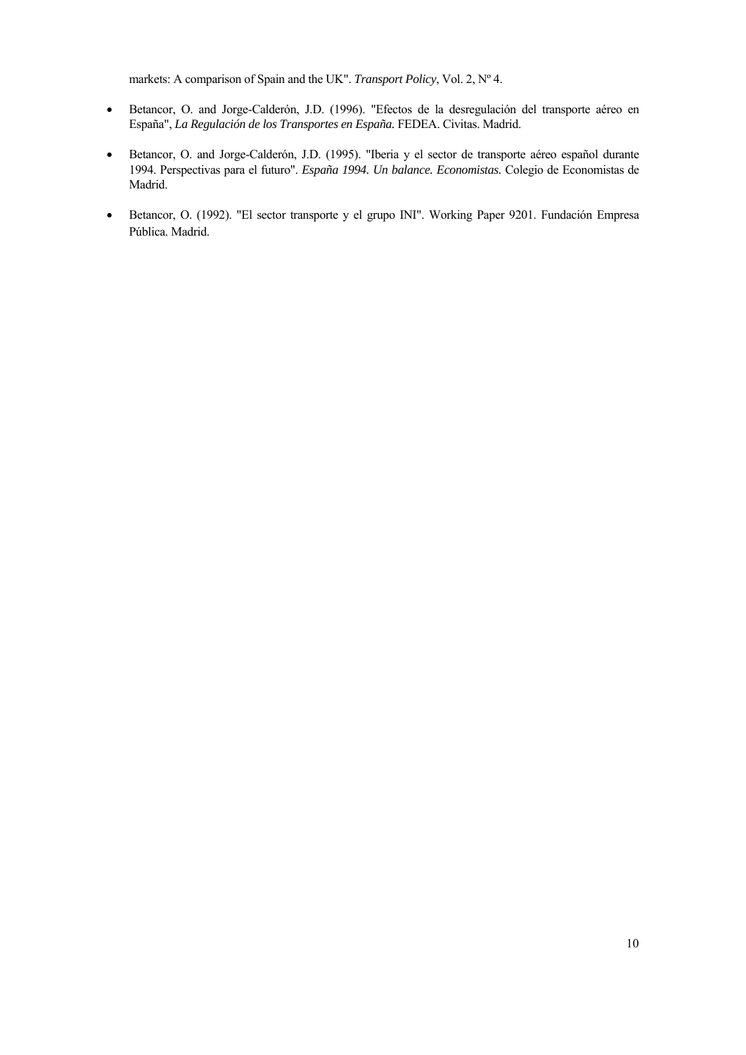markets: A comparison of Spain and the UK". *Transport Policy*, Vol. 2, Nº 4.

- Betancor, O. and Jorge-Calderón, J.D. (1996). "Efectos de la desregulación del transporte aéreo en España", *La Regulación de los Transportes en España.* FEDEA. Civitas. Madrid.

- Betancor, O. and Jorge-Calderón, J.D. (1995). "Iberia y el sector de transporte aéreo español durante 1994. Perspectivas para el futuro". *España 1994. Un balance. Economistas.* Colegio de Economistas de Madrid.

- Betancor, O. (1992). "El sector transporte y el grupo INI". Working Paper 9201. Fundación Empresa Pública. Madrid.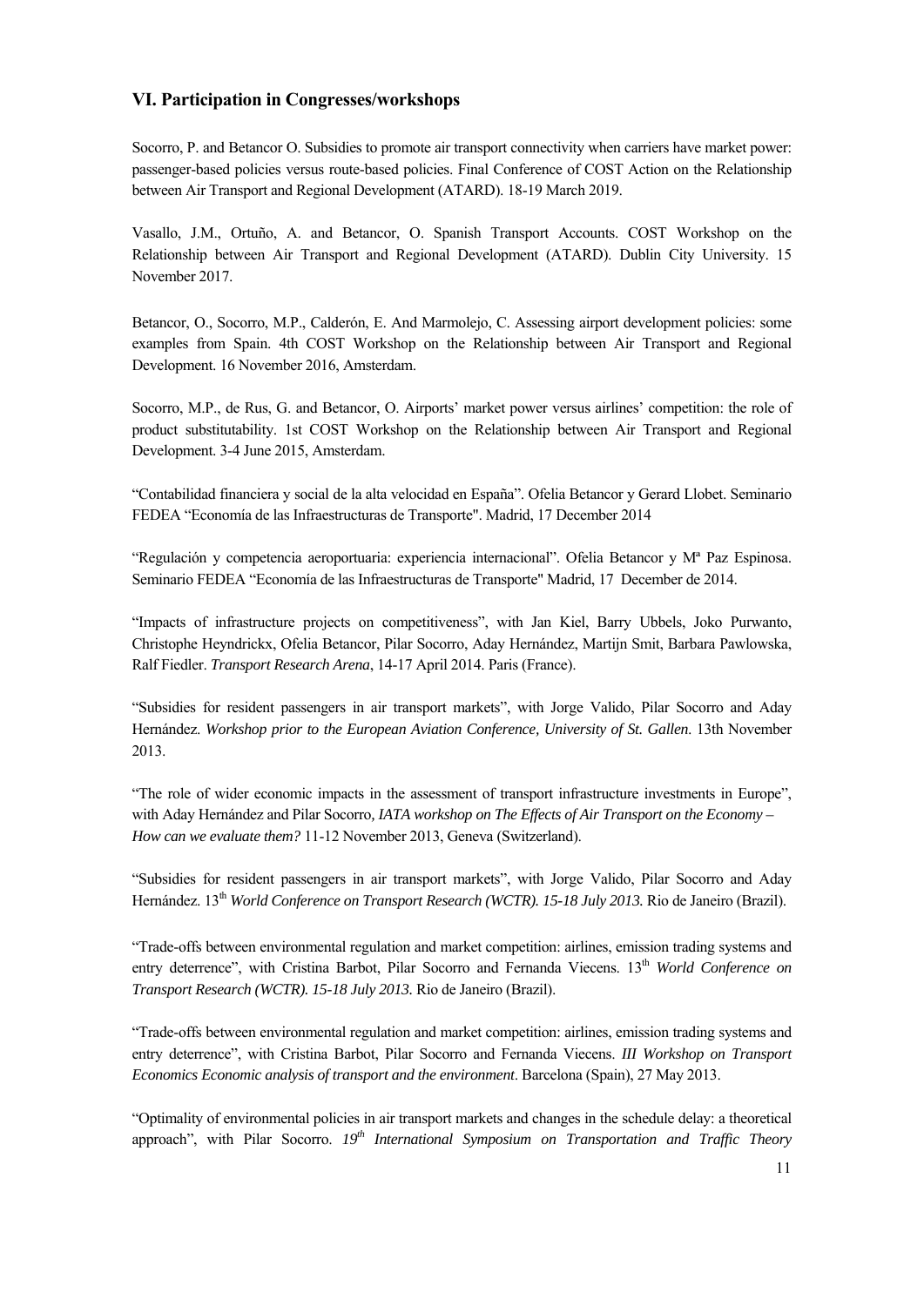## VI. Participation in Congresses/workshops

Socorro, P. and Betancor O. Subsidies to promote air transport connectivity when carriers have market power: passenger-based policies versus route-based policies. Final Conference of COST Action on the Relationship between Air Transport and Regional Development (ATARD). 18-19 March 2019.

Vasallo, J.M., Ortuño, A. and Betancor, O. Spanish Transport Accounts. COST Workshop on the Relationship between Air Transport and Regional Development (ATARD). Dublin City University. 15 November 2017.

Betancor, O., Socorro, M.P., Calderón, E. And Marmolejo, C. Assessing airport development policies: some examples from Spain. 4th COST Workshop on the Relationship between Air Transport and Regional Development. 16 November 2016, Amsterdam.

Socorro, M.P., de Rus, G. and Betancor, O. Airports' market power versus airlines' competition: the role of product substitutability. 1st COST Workshop on the Relationship between Air Transport and Regional Development. 3-4 June 2015, Amsterdam.

"Contabilidad financiera y social de la alta velocidad en España". Ofelia Betancor y Gerard Llobet. Seminario FEDEA "Economía de las Infraestructuras de Transporte". Madrid, 17 December 2014

"Regulación y competencia aeroportuaria: experiencia internacional". Ofelia Betancor y Mª Paz Espinosa. Seminario FEDEA "Economía de las Infraestructuras de Transporte" Madrid, 17 December de 2014.

"Impacts of infrastructure projects on competitiveness", with Jan Kiel, Barry Ubbels, Joko Purwanto, Christophe Heyndrickx, Ofelia Betancor, Pilar Socorro, Aday Hernández, Martijn Smit, Barbara Pawlowska, Ralf Fiedler. *Transport Research Arena*, 14-17 April 2014. Paris (France).

"Subsidies for resident passengers in air transport markets", with Jorge Valido, Pilar Socorro and Aday Hernández. *Workshop prior to the European Aviation Conference, University of St. Gallen*. 13th November 2013.

"The role of wider economic impacts in the assessment of transport infrastructure investments in Europe", with Aday Hernández and Pilar Socorro*, IATA workshop on The Effects of Air Transport on the Economy – How can we evaluate them?* 11-12 November 2013, Geneva (Switzerland).

"Subsidies for resident passengers in air transport markets", with Jorge Valido, Pilar Socorro and Aday Hernández. 13th *World Conference on Transport Research (WCTR). 15-18 July 2013.* Rio de Janeiro (Brazil).

"Trade-offs between environmental regulation and market competition: airlines, emission trading systems and entry deterrence", with Cristina Barbot, Pilar Socorro and Fernanda Viecens. 13th *World Conference on Transport Research (WCTR). 15-18 July 2013.* Rio de Janeiro (Brazil).

"Trade-offs between environmental regulation and market competition: airlines, emission trading systems and entry deterrence", with Cristina Barbot, Pilar Socorro and Fernanda Viecens. *III Workshop on Transport Economics Economic analysis of transport and the environment*. Barcelona (Spain), 27 May 2013.

"Optimality of environmental policies in air transport markets and changes in the schedule delay: a theoretical approach", with Pilar Socorro. *19th International Symposium on Transportation and Traffic Theory*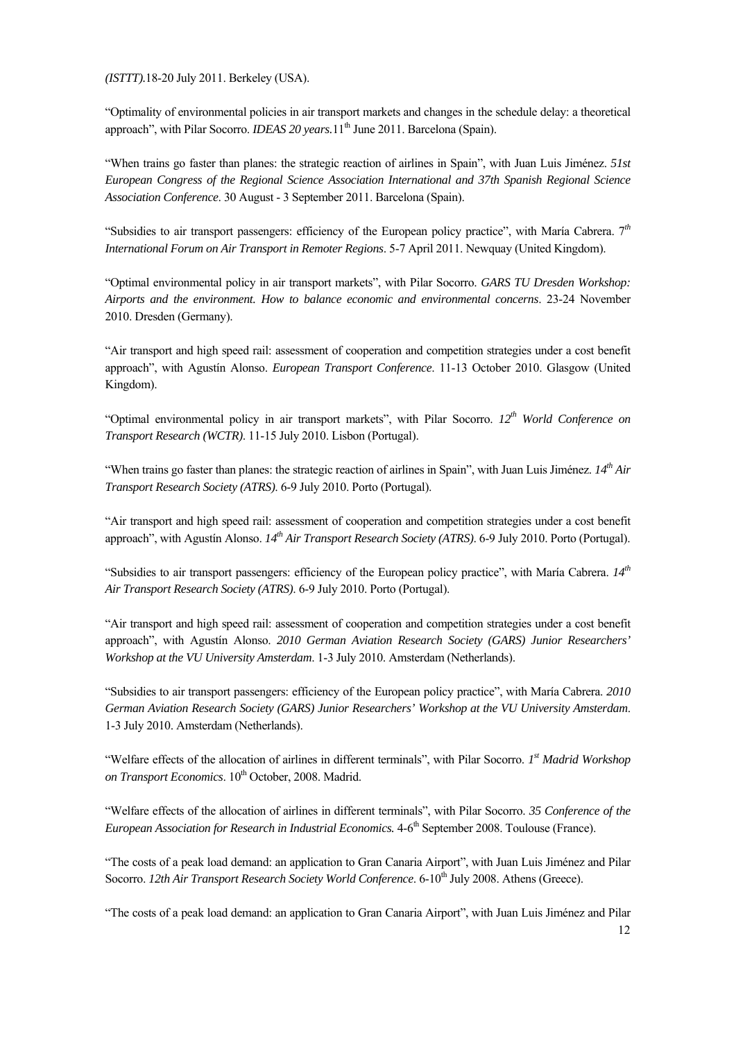*(ISTTT)*.18-20 July 2011. Berkeley (USA).

"Optimality of environmental policies in air transport markets and changes in the schedule delay: a theoretical approach", with Pilar Socorro. *IDEAS 20 years*.11th June 2011. Barcelona (Spain).

"When trains go faster than planes: the strategic reaction of airlines in Spain", with Juan Luis Jiménez. *51st European Congress of the Regional Science Association International and 37th Spanish Regional Science Association Conference*. 30 August - 3 September 2011. Barcelona (Spain).

"Subsidies to air transport passengers: efficiency of the European policy practice", with María Cabrera. *7th International Forum on Air Transport in Remoter Regions*. 5-7 April 2011. Newquay (United Kingdom).

"Optimal environmental policy in air transport markets", with Pilar Socorro. *GARS TU Dresden Workshop: Airports and the environment. How to balance economic and environmental concerns*. 23-24 November 2010. Dresden (Germany).

"Air transport and high speed rail: assessment of cooperation and competition strategies under a cost benefit approach", with Agustín Alonso. *European Transport Conference*. 11-13 October 2010. Glasgow (United Kingdom).

"Optimal environmental policy in air transport markets", with Pilar Socorro. *12th World Conference on Transport Research (WCTR)*. 11-15 July 2010. Lisbon (Portugal).

"When trains go faster than planes: the strategic reaction of airlines in Spain", with Juan Luis Jiménez. *14th Air Transport Research Society (ATRS)*. 6-9 July 2010. Porto (Portugal).

"Air transport and high speed rail: assessment of cooperation and competition strategies under a cost benefit approach", with Agustín Alonso. *14th Air Transport Research Society (ATRS)*. 6-9 July 2010. Porto (Portugal).

"Subsidies to air transport passengers: efficiency of the European policy practice", with María Cabrera. *14th Air Transport Research Society (ATRS)*. 6-9 July 2010. Porto (Portugal).

"Air transport and high speed rail: assessment of cooperation and competition strategies under a cost benefit approach", with Agustín Alonso. *2010 German Aviation Research Society (GARS) Junior Researchers' Workshop at the VU University Amsterdam*. 1-3 July 2010. Amsterdam (Netherlands).

"Subsidies to air transport passengers: efficiency of the European policy practice", with María Cabrera. *2010 German Aviation Research Society (GARS) Junior Researchers' Workshop at the VU University Amsterdam*. 1-3 July 2010. Amsterdam (Netherlands).

"Welfare effects of the allocation of airlines in different terminals", with Pilar Socorro. *1st Madrid Workshop on Transport Economics*. 10th October, 2008. Madrid.

"Welfare effects of the allocation of airlines in different terminals", with Pilar Socorro. *35 Conference of the European Association for Research in Industrial Economics.* 4-6th September 2008. Toulouse (France).

"The costs of a peak load demand: an application to Gran Canaria Airport", with Juan Luis Jiménez and Pilar Socorro. *12th Air Transport Research Society World Conference*. 6-10th July 2008. Athens (Greece).

"The costs of a peak load demand: an application to Gran Canaria Airport", with Juan Luis Jiménez and Pilar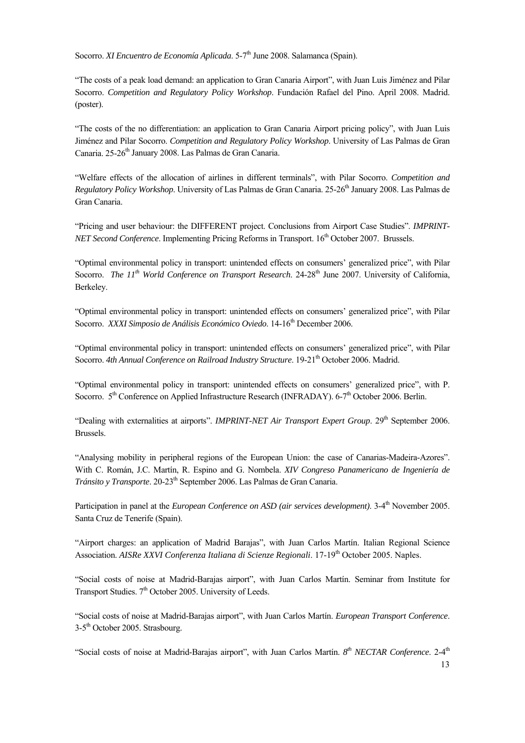Socorro. *XI Encuentro de Economía Aplicada*. 5-7th June 2008. Salamanca (Spain).

"The costs of a peak load demand: an application to Gran Canaria Airport", with Juan Luis Jiménez and Pilar Socorro. *Competition and Regulatory Policy Workshop*. Fundación Rafael del Pino. April 2008. Madrid. (poster).

"The costs of the no differentiation: an application to Gran Canaria Airport pricing policy", with Juan Luis Jiménez and Pilar Socorro. *Competition and Regulatory Policy Workshop*. University of Las Palmas de Gran Canaria. 25-26th January 2008. Las Palmas de Gran Canaria.

"Welfare effects of the allocation of airlines in different terminals", with Pilar Socorro. *Competition and Regulatory Policy Workshop*. University of Las Palmas de Gran Canaria. 25-26th January 2008. Las Palmas de Gran Canaria.

"Pricing and user behaviour: the DIFFERENT project. Conclusions from Airport Case Studies". *IMPRINT-NET Second Conference*. Implementing Pricing Reforms in Transport. 16th October 2007. Brussels.

"Optimal environmental policy in transport: unintended effects on consumers' generalized price", with Pilar Socorro. *The 11th World Conference on Transport Research*. 24-28th June 2007. University of California, Berkeley.

"Optimal environmental policy in transport: unintended effects on consumers' generalized price", with Pilar Socorro. *XXXI Simposio de Análisis Económico Oviedo*. 14-16th December 2006.

"Optimal environmental policy in transport: unintended effects on consumers' generalized price", with Pilar Socorro. *4th Annual Conference on Railroad Industry Structure*. 19-21th October 2006. Madrid.

"Optimal environmental policy in transport: unintended effects on consumers' generalized price", with P. Socorro. 5th Conference on Applied Infrastructure Research (INFRADAY). 6-7th October 2006. Berlin.

"Dealing with externalities at airports". *IMPRINT-NET Air Transport Expert Group*. 29th September 2006. Brussels.

"Analysing mobility in peripheral regions of the European Union: the case of Canarias-Madeira-Azores". With C. Román, J.C. Martín, R. Espino and G. Nombela. *XIV Congreso Panamericano de Ingeniería de Tránsito y Transporte*. 20-23th September 2006. Las Palmas de Gran Canaria.

Participation in panel at the *European Conference on ASD (air services development)*. 3-4th November 2005. Santa Cruz de Tenerife (Spain).

"Airport charges: an application of Madrid Barajas", with Juan Carlos Martín. Italian Regional Science Association. *AISRe XXVI Conferenza Italiana di Scienze Regionali*. 17-19th October 2005. Naples.

"Social costs of noise at Madrid-Barajas airport", with Juan Carlos Martín. Seminar from Institute for Transport Studies. 7th October 2005. University of Leeds.

"Social costs of noise at Madrid-Barajas airport", with Juan Carlos Martín. *European Transport Conference*. 3-5th October 2005. Strasbourg.

"Social costs of noise at Madrid-Barajas airport", with Juan Carlos Martín. *8th NECTAR Conference*. 2-4th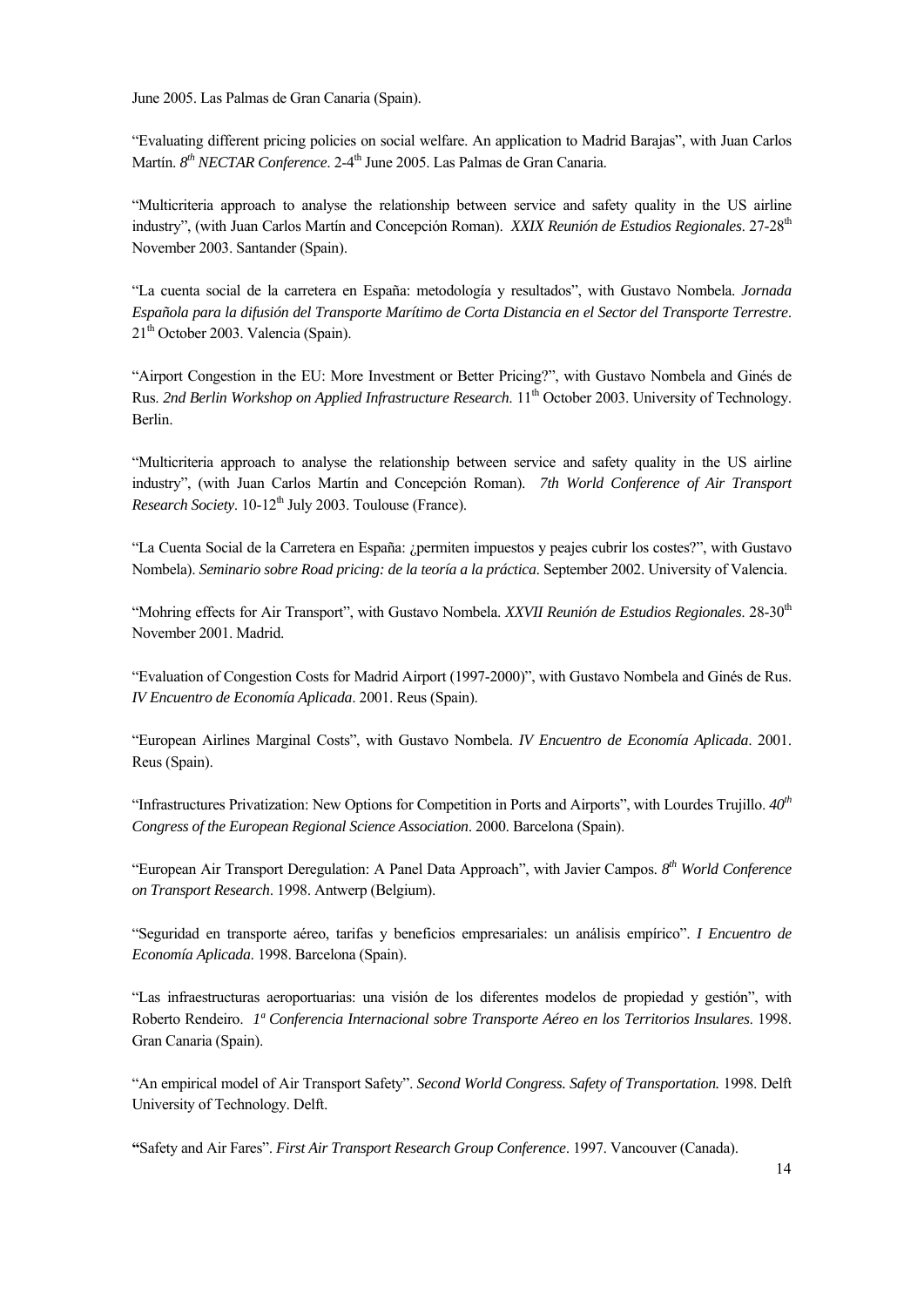June 2005. Las Palmas de Gran Canaria (Spain).

"Evaluating different pricing policies on social welfare. An application to Madrid Barajas", with Juan Carlos Martín. *8th NECTAR Conference*. 2-4th June 2005. Las Palmas de Gran Canaria.

"Multicriteria approach to analyse the relationship between service and safety quality in the US airline industry", (with Juan Carlos Martín and Concepción Roman). *XXIX Reunión de Estudios Regionales*. 27-28th November 2003. Santander (Spain).

"La cuenta social de la carretera en España: metodología y resultados", with Gustavo Nombela. *Jornada Española para la difusión del Transporte Marítimo de Corta Distancia en el Sector del Transporte Terrestre*. 21th October 2003. Valencia (Spain).

"Airport Congestion in the EU: More Investment or Better Pricing?", with Gustavo Nombela and Ginés de Rus. *2nd Berlin Workshop on Applied Infrastructure Research*. 11th October 2003. University of Technology. Berlin.

"Multicriteria approach to analyse the relationship between service and safety quality in the US airline industry", (with Juan Carlos Martín and Concepción Roman). *7th World Conference of Air Transport Research Society*. 10-12th July 2003. Toulouse (France).

"La Cuenta Social de la Carretera en España: ¿permiten impuestos y peajes cubrir los costes?", with Gustavo Nombela). *Seminario sobre Road pricing: de la teoría a la práctica*. September 2002. University of Valencia.

"Mohring effects for Air Transport", with Gustavo Nombela. *XXVII Reunión de Estudios Regionales*. 28-30th November 2001. Madrid.

"Evaluation of Congestion Costs for Madrid Airport (1997-2000)", with Gustavo Nombela and Ginés de Rus. *IV Encuentro de Economía Aplicada*. 2001. Reus (Spain).

"European Airlines Marginal Costs", with Gustavo Nombela. *IV Encuentro de Economía Aplicada*. 2001. Reus (Spain).

"Infrastructures Privatization: New Options for Competition in Ports and Airports", with Lourdes Trujillo. *40th Congress of the European Regional Science Association*. 2000. Barcelona (Spain).

"European Air Transport Deregulation: A Panel Data Approach", with Javier Campos. *8th World Conference on Transport Research*. 1998. Antwerp (Belgium).

"Seguridad en transporte aéreo, tarifas y beneficios empresariales: un análisis empírico". *I Encuentro de Economía Aplicada*. 1998. Barcelona (Spain).

"Las infraestructuras aeroportuarias: una visión de los diferentes modelos de propiedad y gestión", with Roberto Rendeiro. *1ª Conferencia Internacional sobre Transporte Aéreo en los Territorios Insulares*. 1998. Gran Canaria (Spain).

"An empirical model of Air Transport Safety". *Second World Congress. Safety of Transportation.* 1998. Delft University of Technology. Delft.

**"**Safety and Air Fares". *First Air Transport Research Group Conference*. 1997. Vancouver (Canada).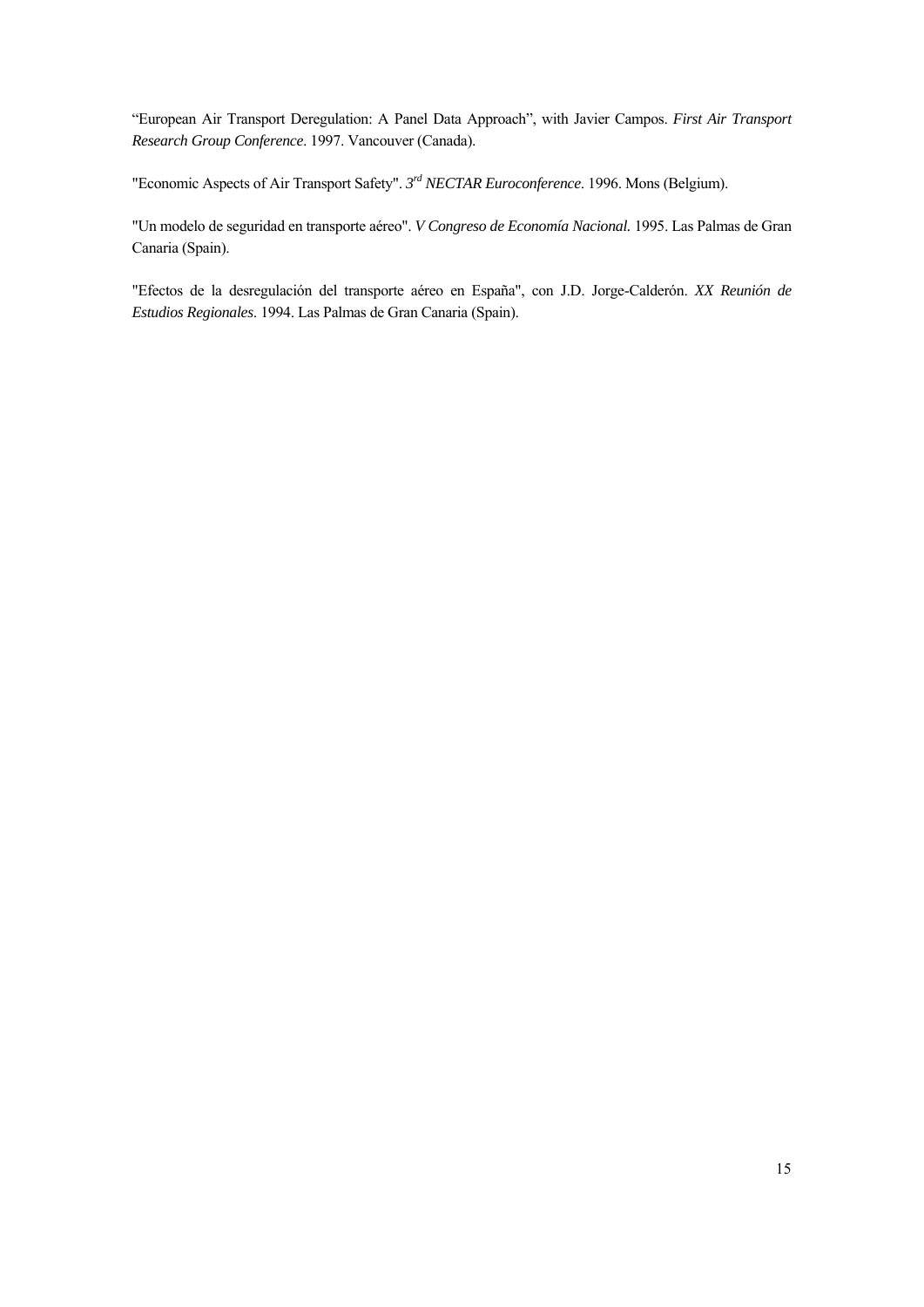"European Air Transport Deregulation: A Panel Data Approach", with Javier Campos. *First Air Transport Research Group Conference*. 1997. Vancouver (Canada).

"Economic Aspects of Air Transport Safety". *3rd NECTAR Euroconference*. 1996. Mons (Belgium).

"Un modelo de seguridad en transporte aéreo". *V Congreso de Economía Nacional.* 1995. Las Palmas de Gran Canaria (Spain).

"Efectos de la desregulación del transporte aéreo en España", con J.D. Jorge-Calderón. *XX Reunión de Estudios Regionales*. 1994. Las Palmas de Gran Canaria (Spain).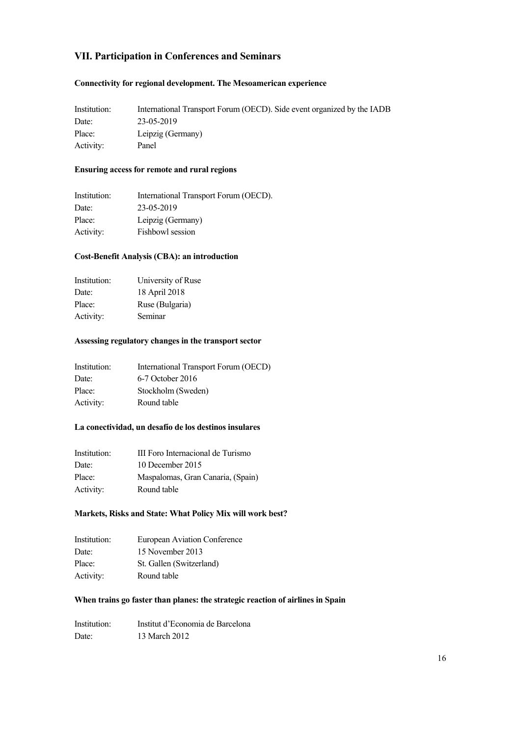## VII. Participation in Conferences and Seminars

### Connectivity for regional development. The Mesoamerican experience

Institution: International Transport Forum (OECD). Side event organized by the IADB
Date: 23-05-2019
Place: Leipzig (Germany)
Activity: Panel

### Ensuring access for remote and rural regions

Institution: International Transport Forum (OECD).
Date: 23-05-2019
Place: Leipzig (Germany)
Activity: Fishbowl session

### Cost-Benefit Analysis (CBA): an introduction

Institution: University of Ruse
Date: 18 April 2018
Place: Ruse (Bulgaria)
Activity: Seminar

### Assessing regulatory changes in the transport sector

Institution: International Transport Forum (OECD)
Date: 6-7 October 2016
Place: Stockholm (Sweden)
Activity: Round table

### La conectividad, un desafío de los destinos insulares

Institution: III Foro Internacional de Turismo
Date: 10 December 2015
Place: Maspalomas, Gran Canaria, (Spain)
Activity: Round table

### Markets, Risks and State: What Policy Mix will work best?

Institution: European Aviation Conference
Date: 15 November 2013
Place: St. Gallen (Switzerland)
Activity: Round table

### When trains go faster than planes: the strategic reaction of airlines in Spain

Institution: Institut d'Economia de Barcelona
Date: 13 March 2012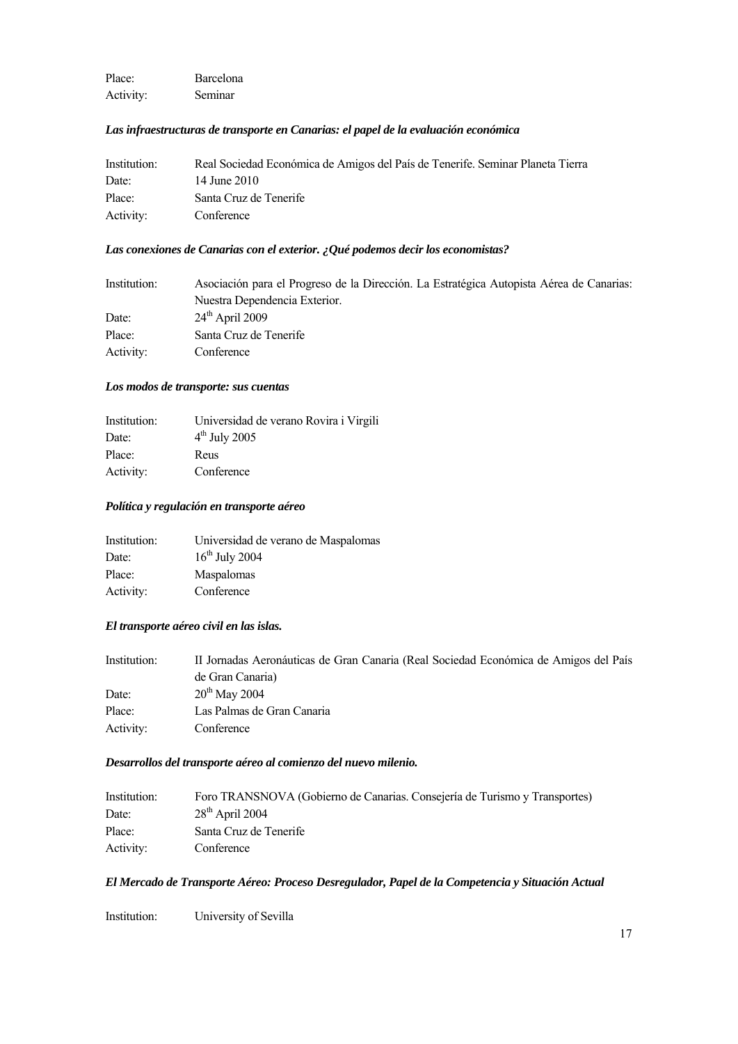Place: Barcelona
Activity: Seminar

***Las infraestructuras de transporte en Canarias: el papel de la evaluación económica***

Institution: Real Sociedad Económica de Amigos del País de Tenerife. Seminar Planeta Tierra
Date: 14 June 2010
Place: Santa Cruz de Tenerife
Activity: Conference

***Las conexiones de Canarias con el exterior. ¿Qué podemos decir los economistas?***

Institution: Asociación para el Progreso de la Dirección. La Estratégica Autopista Aérea de Canarias: Nuestra Dependencia Exterior.
Date: 24th April 2009
Place: Santa Cruz de Tenerife
Activity: Conference

***Los modos de transporte: sus cuentas***

Institution: Universidad de verano Rovira i Virgili
Date: 4th July 2005
Place: Reus
Activity: Conference

***Política y regulación en transporte aéreo***

Institution: Universidad de verano de Maspalomas
Date: 16th July 2004
Place: Maspalomas
Activity: Conference

***El transporte aéreo civil en las islas.***

Institution: II Jornadas Aeronáuticas de Gran Canaria (Real Sociedad Económica de Amigos del País de Gran Canaria)
Date: 20th May 2004
Place: Las Palmas de Gran Canaria
Activity: Conference

***Desarrollos del transporte aéreo al comienzo del nuevo milenio.***

Institution: Foro TRANSNOVA (Gobierno de Canarias. Consejería de Turismo y Transportes)
Date: 28th April 2004
Place: Santa Cruz de Tenerife
Activity: Conference

***El Mercado de Transporte Aéreo: Proceso Desregulador, Papel de la Competencia y Situación Actual***

Institution: University of Sevilla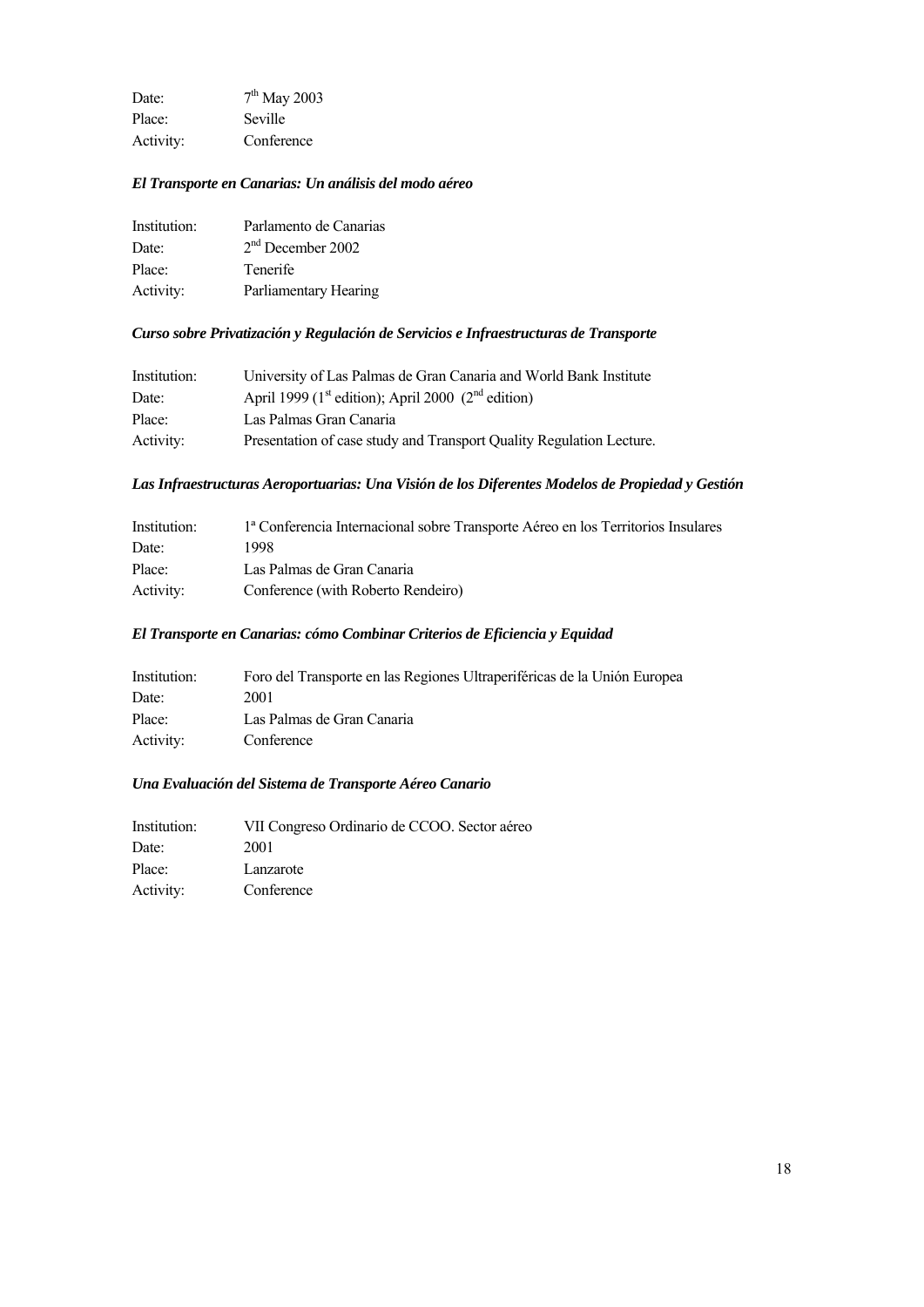Date: 7th May 2003
Place: Seville
Activity: Conference

***El Transporte en Canarias: Un análisis del modo aéreo***

Institution: Parlamento de Canarias
Date: 2nd December 2002
Place: Tenerife
Activity: Parliamentary Hearing

***Curso sobre Privatización y Regulación de Servicios e Infraestructuras de Transporte***

Institution: University of Las Palmas de Gran Canaria and World Bank Institute
Date: April 1999 (1st edition); April 2000 (2nd edition)
Place: Las Palmas Gran Canaria
Activity: Presentation of case study and Transport Quality Regulation Lecture.

***Las Infraestructuras Aeroportuarias: Una Visión de los Diferentes Modelos de Propiedad y Gestión***

Institution: 1ª Conferencia Internacional sobre Transporte Aéreo en los Territorios Insulares
Date: 1998
Place: Las Palmas de Gran Canaria
Activity: Conference (with Roberto Rendeiro)

***El Transporte en Canarias: cómo Combinar Criterios de Eficiencia y Equidad***

Institution: Foro del Transporte en las Regiones Ultraperiféricas de la Unión Europea
Date: 2001
Place: Las Palmas de Gran Canaria
Activity: Conference

***Una Evaluación del Sistema de Transporte Aéreo Canario***

Institution: VII Congreso Ordinario de CCOO. Sector aéreo
Date: 2001
Place: Lanzarote
Activity: Conference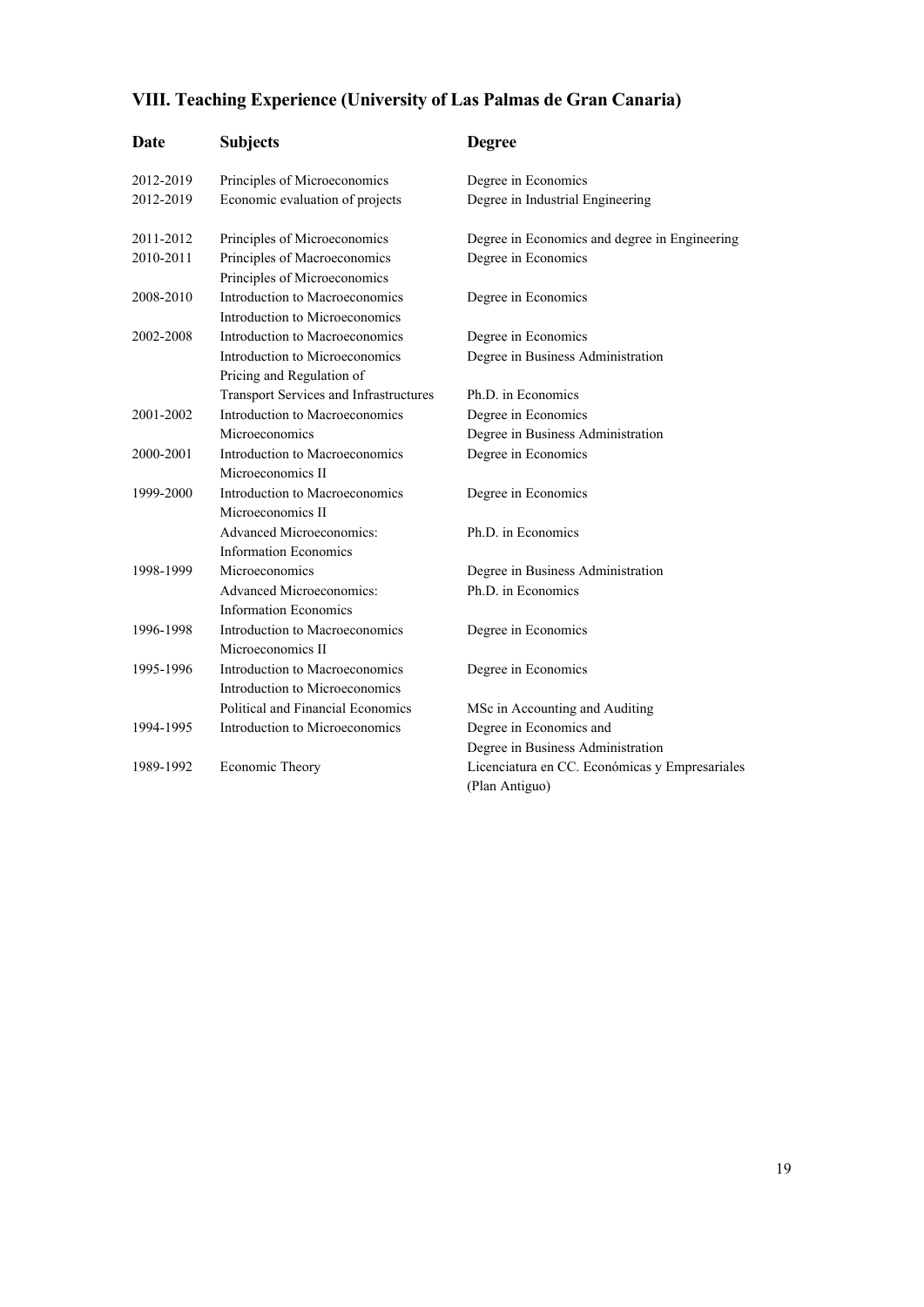## VIII. Teaching Experience (University of Las Palmas de Gran Canaria)

| Date | Subjects | Degree |
|---|---|---|
| 2012-2019 | Principles of Microeconomics | Degree in Economics |
| 2012-2019 | Economic evaluation of projects | Degree in Industrial Engineering |
| 2011-2012 | Principles of Microeconomics | Degree in Economics and degree in Engineering |
| 2010-2011 | Principles of Macroeconomics | Degree in Economics |
| | Principles of Microeconomics | |
| 2008-2010 | Introduction to Macroeconomics | Degree in Economics |
| | Introduction to Microeconomics | |
| 2002-2008 | Introduction to Macroeconomics | Degree in Economics |
| | Introduction to Microeconomics | Degree in Business Administration |
| | Pricing and Regulation of Transport Services and Infrastructures | Ph.D. in Economics |
| 2001-2002 | Introduction to Macroeconomics | Degree in Economics |
| | Microeconomics | Degree in Business Administration |
| 2000-2001 | Introduction to Macroeconomics | Degree in Economics |
| | Microeconomics II | |
| 1999-2000 | Introduction to Macroeconomics | Degree in Economics |
| | Microeconomics II | |
| | Advanced Microeconomics: Information Economics | Ph.D. in Economics |
| 1998-1999 | Microeconomics | Degree in Business Administration |
| | Advanced Microeconomics: Information Economics | Ph.D. in Economics |
| 1996-1998 | Introduction to Macroeconomics | Degree in Economics |
| | Microeconomics II | |
| 1995-1996 | Introduction to Macroeconomics | Degree in Economics |
| | Introduction to Microeconomics | |
| | Political and Financial Economics | MSc in Accounting and Auditing |
| 1994-1995 | Introduction to Microeconomics | Degree in Economics and Degree in Business Administration |
| 1989-1992 | Economic Theory | Licenciatura en CC. Económicas y Empresariales (Plan Antiguo) |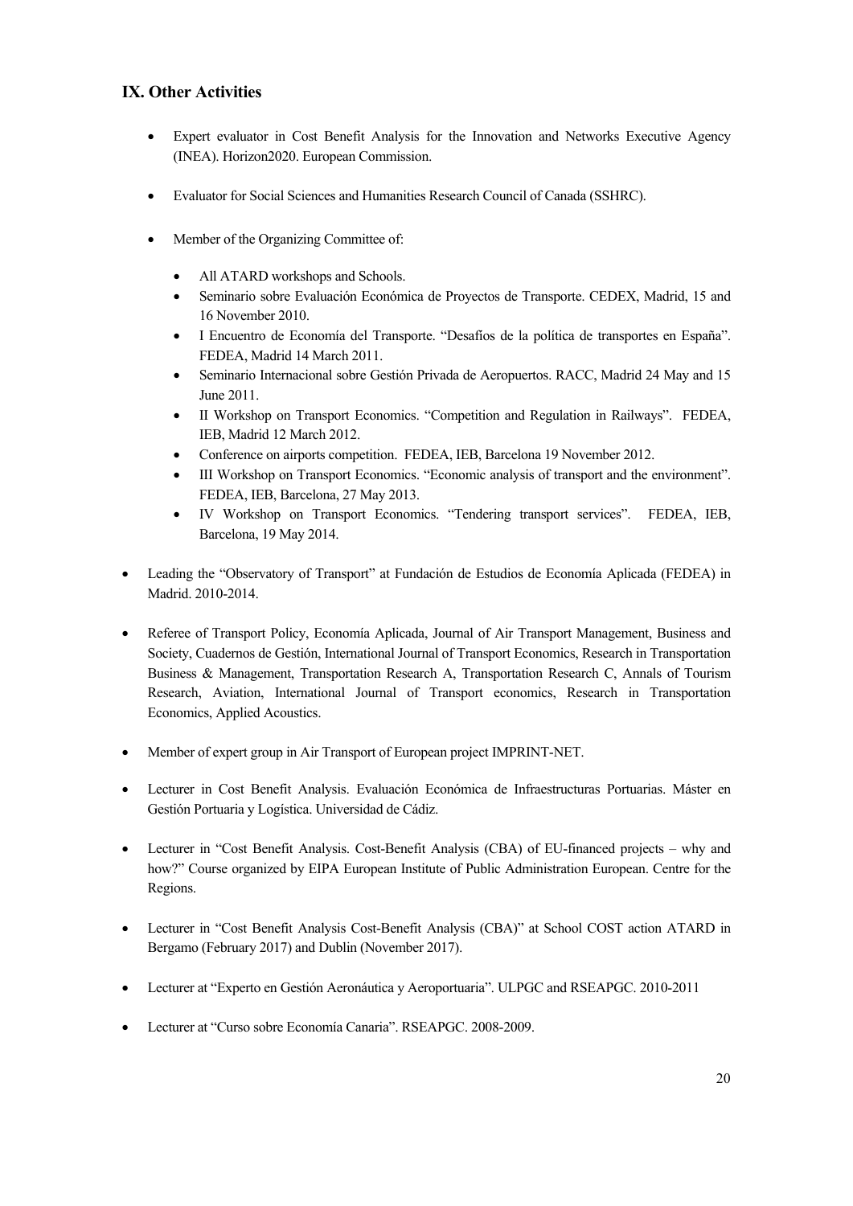## IX. Other Activities

- Expert evaluator in Cost Benefit Analysis for the Innovation and Networks Executive Agency (INEA). Horizon2020. European Commission.
- Evaluator for Social Sciences and Humanities Research Council of Canada (SSHRC).
- Member of the Organizing Committee of:
  - All ATARD workshops and Schools.
  - Seminario sobre Evaluación Económica de Proyectos de Transporte. CEDEX, Madrid, 15 and 16 November 2010.
  - I Encuentro de Economía del Transporte. "Desafíos de la política de transportes en España". FEDEA, Madrid 14 March 2011.
  - Seminario Internacional sobre Gestión Privada de Aeropuertos. RACC, Madrid 24 May and 15 June 2011.
  - II Workshop on Transport Economics. "Competition and Regulation in Railways". FEDEA, IEB, Madrid 12 March 2012.
  - Conference on airports competition. FEDEA, IEB, Barcelona 19 November 2012.
  - III Workshop on Transport Economics. "Economic analysis of transport and the environment". FEDEA, IEB, Barcelona, 27 May 2013.
  - IV Workshop on Transport Economics. "Tendering transport services". FEDEA, IEB, Barcelona, 19 May 2014.
- Leading the "Observatory of Transport" at Fundación de Estudios de Economía Aplicada (FEDEA) in Madrid. 2010-2014.
- Referee of Transport Policy, Economía Aplicada, Journal of Air Transport Management, Business and Society, Cuadernos de Gestión, International Journal of Transport Economics, Research in Transportation Business & Management, Transportation Research A, Transportation Research C, Annals of Tourism Research, Aviation, International Journal of Transport economics, Research in Transportation Economics, Applied Acoustics.
- Member of expert group in Air Transport of European project IMPRINT-NET.
- Lecturer in Cost Benefit Analysis. Evaluación Económica de Infraestructuras Portuarias. Máster en Gestión Portuaria y Logística. Universidad de Cádiz.
- Lecturer in "Cost Benefit Analysis. Cost-Benefit Analysis (CBA) of EU-financed projects – why and how?" Course organized by EIPA European Institute of Public Administration European. Centre for the Regions.
- Lecturer in "Cost Benefit Analysis Cost-Benefit Analysis (CBA)" at School COST action ATARD in Bergamo (February 2017) and Dublin (November 2017).
- Lecturer at "Experto en Gestión Aeronáutica y Aeroportuaria". ULPGC and RSEAPGC. 2010-2011
- Lecturer at "Curso sobre Economía Canaria". RSEAPGC. 2008-2009.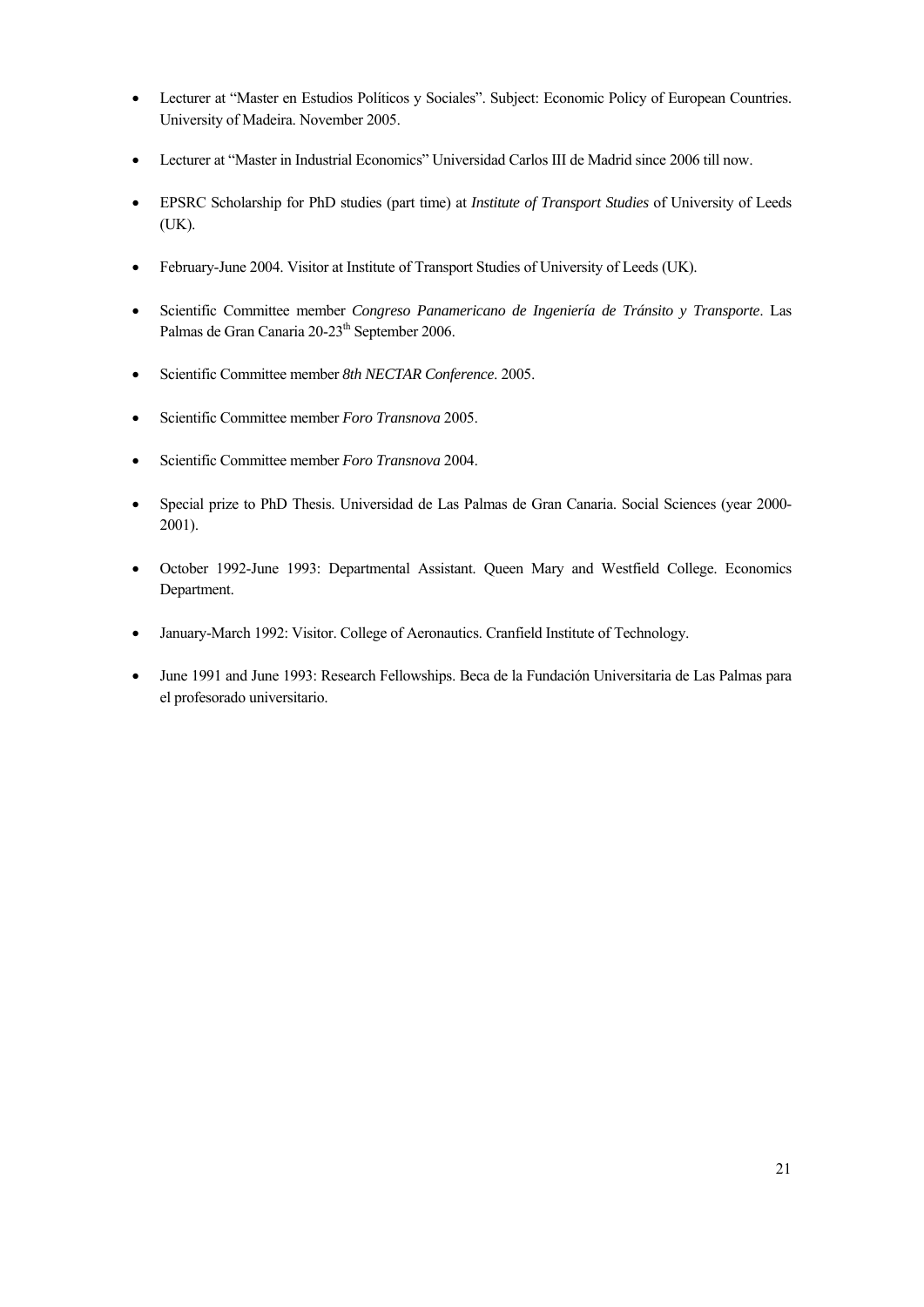- Lecturer at "Master en Estudios Políticos y Sociales". Subject: Economic Policy of European Countries. University of Madeira. November 2005.

- Lecturer at "Master in Industrial Economics" Universidad Carlos III de Madrid since 2006 till now.

- EPSRC Scholarship for PhD studies (part time) at *Institute of Transport Studies* of University of Leeds (UK).

- February-June 2004. Visitor at Institute of Transport Studies of University of Leeds (UK).

- Scientific Committee member *Congreso Panamericano de Ingeniería de Tránsito y Transporte*. Las Palmas de Gran Canaria 20-23th September 2006.

- Scientific Committee member *8th NECTAR Conference*. 2005.

- Scientific Committee member *Foro Transnova* 2005.

- Scientific Committee member *Foro Transnova* 2004.

- Special prize to PhD Thesis. Universidad de Las Palmas de Gran Canaria. Social Sciences (year 2000-2001).

- October 1992-June 1993: Departmental Assistant. Queen Mary and Westfield College. Economics Department.

- January-March 1992: Visitor. College of Aeronautics. Cranfield Institute of Technology.

- June 1991 and June 1993: Research Fellowships. Beca de la Fundación Universitaria de Las Palmas para el profesorado universitario.